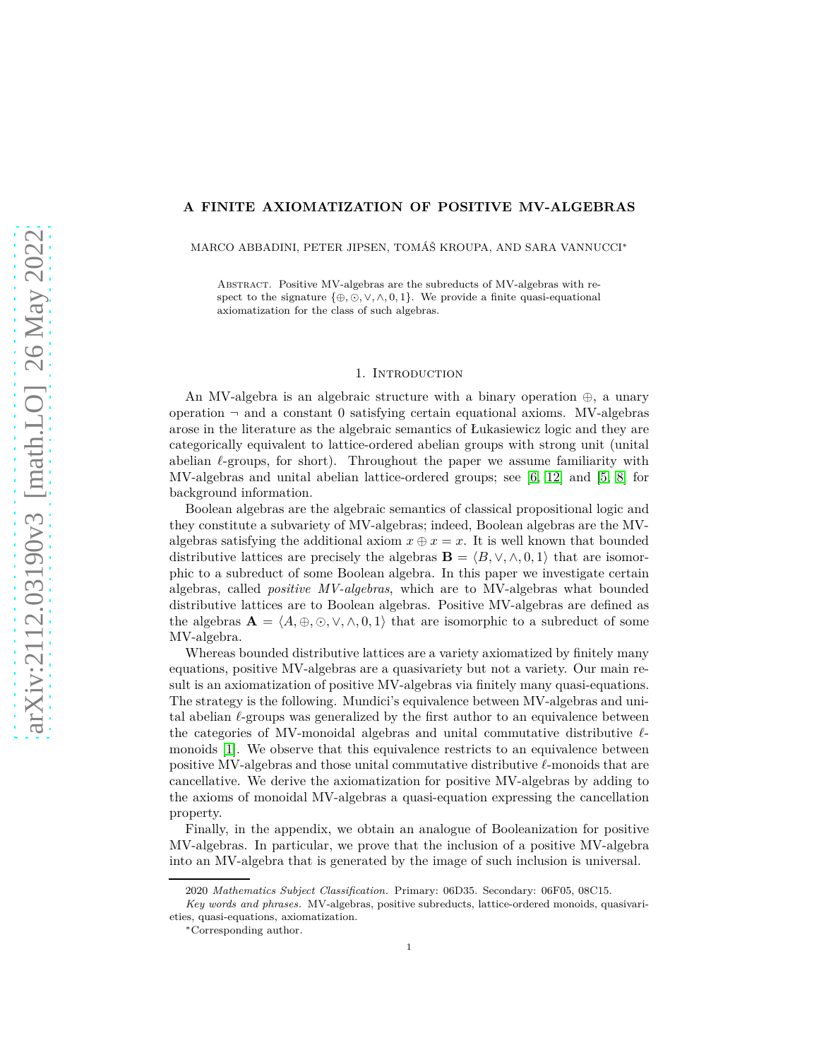# A FINITE AXIOMATIZATION OF POSITIVE MV-ALGEBRAS

MARCO ABBADINI, PETER JIPSEN, TOMÁŠ KROUPA, AND SARA VANNUCCI*

Abstract. Positive MV-algebras are the subreducts of MV-algebras with respect to the signature $\{\oplus, \odot, \vee, \wedge, 0, 1\}$. We provide a finite quasi-equational axiomatization for the class of such algebras.

## 1. Introduction

An MV-algebra is an algebraic structure with a binary operation $\oplus$, a unary operation $\neg$ and a constant 0 satisfying certain equational axioms. MV-algebras arose in the literature as the algebraic semantics of Łukasiewicz logic and they are categorically equivalent to lattice-ordered abelian groups with strong unit (unital abelian $\ell$-groups, for short). Throughout the paper we assume familiarity with MV-algebras and unital abelian lattice-ordered groups; see [6, 12] and [5, 8] for background information.

Boolean algebras are the algebraic semantics of classical propositional logic and they constitute a subvariety of MV-algebras; indeed, Boolean algebras are the MV-algebras satisfying the additional axiom $x \oplus x = x$. It is well known that bounded distributive lattices are precisely the algebras $\mathbf{B} = \langle B, \vee, \wedge, 0, 1\rangle$ that are isomorphic to a subreduct of some Boolean algebra. In this paper we investigate certain algebras, called *positive MV-algebras*, which are to MV-algebras what bounded distributive lattices are to Boolean algebras. Positive MV-algebras are defined as the algebras $\mathbf{A} = \langle A, \oplus, \odot, \vee, \wedge, 0, 1\rangle$ that are isomorphic to a subreduct of some MV-algebra.

Whereas bounded distributive lattices are a variety axiomatized by finitely many equations, positive MV-algebras are a quasivariety but not a variety. Our main result is an axiomatization of positive MV-algebras via finitely many quasi-equations. The strategy is the following. Mundici's equivalence between MV-algebras and unital abelian $\ell$-groups was generalized by the first author to an equivalence between the categories of MV-monoidal algebras and unital commutative distributive $\ell$-monoids [1]. We observe that this equivalence restricts to an equivalence between positive MV-algebras and those unital commutative distributive $\ell$-monoids that are cancellative. We derive the axiomatization for positive MV-algebras by adding to the axioms of monoidal MV-algebras a quasi-equation expressing the cancellation property.

Finally, in the appendix, we obtain an analogue of Booleanization for positive MV-algebras. In particular, we prove that the inclusion of a positive MV-algebra into an MV-algebra that is generated by the image of such inclusion is universal.

2020 *Mathematics Subject Classification.* Primary: 06D35. Secondary: 06F05, 08C15.

*Key words and phrases.* MV-algebras, positive subreducts, lattice-ordered monoids, quasivarieties, quasi-equations, axiomatization.

*Corresponding author.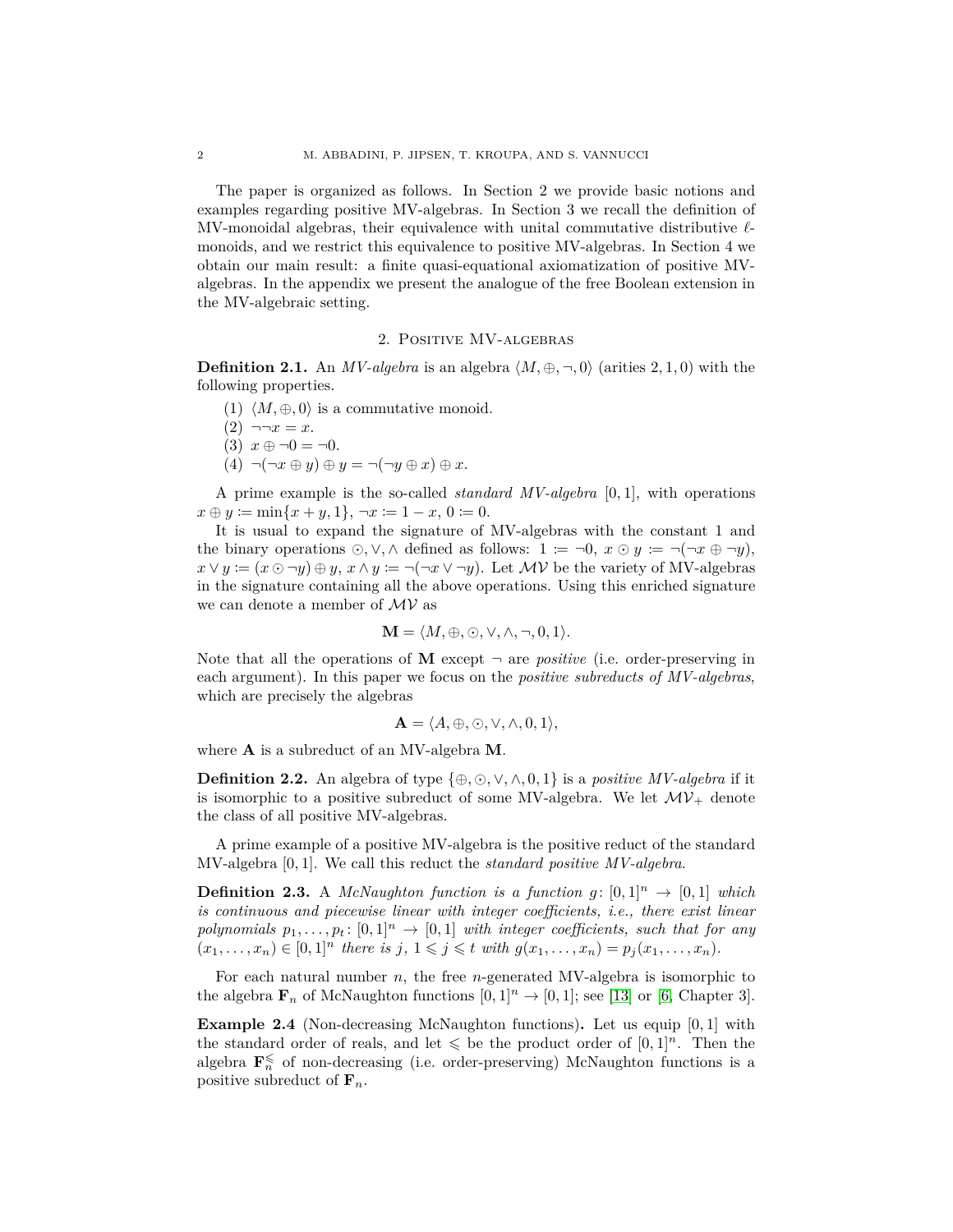The paper is organized as follows. In Section 2 we provide basic notions and examples regarding positive MV-algebras. In Section 3 we recall the definition of MV-monoidal algebras, their equivalence with unital commutative distributive $\ell$-monoids, and we restrict this equivalence to positive MV-algebras. In Section 4 we obtain our main result: a finite quasi-equational axiomatization of positive MV-algebras. In the appendix we present the analogue of the free Boolean extension in the MV-algebraic setting.

## 2. Positive MV-algebras

**Definition 2.1.** An *MV-algebra* is an algebra $\langle M, \oplus, \neg, 0\rangle$ (arities $2, 1, 0$) with the following properties.

(1) $\langle M, \oplus, 0\rangle$ is a commutative monoid.
(2) $\neg\neg x = x$.
(3) $x \oplus \neg 0 = \neg 0$.
(4) $\neg(\neg x \oplus y) \oplus y = \neg(\neg y \oplus x) \oplus x$.

A prime example is the so-called *standard MV-algebra* $[0, 1]$, with operations $x \oplus y \coloneqq \min\{x + y, 1\}$, $\neg x \coloneqq 1 - x$, $0 \coloneqq 0$.

It is usual to expand the signature of MV-algebras with the constant 1 and the binary operations $\odot, \vee, \wedge$ defined as follows: $1 \coloneqq \neg 0$, $x \odot y \coloneqq \neg(\neg x \oplus \neg y)$, $x \vee y \coloneqq (x \odot \neg y) \oplus y$, $x \wedge y \coloneqq \neg(\neg x \vee \neg y)$. Let $\mathcal{MV}$ be the variety of MV-algebras in the signature containing all the above operations. Using this enriched signature we can denote a member of $\mathcal{MV}$ as

$$\mathbf{M} = \langle M, \oplus, \odot, \vee, \wedge, \neg, 0, 1\rangle.$$

Note that all the operations of $\mathbf{M}$ except $\neg$ are *positive* (i.e. order-preserving in each argument). In this paper we focus on the *positive subreducts of MV-algebras*, which are precisely the algebras

$$\mathbf{A} = \langle A, \oplus, \odot, \vee, \wedge, 0, 1\rangle,$$

where $\mathbf{A}$ is a subreduct of an MV-algebra $\mathbf{M}$.

**Definition 2.2.** An algebra of type $\{\oplus, \odot, \vee, \wedge, 0, 1\}$ is a *positive MV-algebra* if it is isomorphic to a positive subreduct of some MV-algebra. We let $\mathcal{MV}_+$ denote the class of all positive MV-algebras.

A prime example of a positive MV-algebra is the positive reduct of the standard MV-algebra $[0, 1]$. We call this reduct the *standard positive MV-algebra*.

**Definition 2.3.** A *McNaughton function is a function* $g \colon [0, 1]^n \to [0, 1]$ *which is continuous and piecewise linear with integer coefficients, i.e., there exist linear polynomials* $p_1, \dots, p_t \colon [0, 1]^n \to [0, 1]$ *with integer coefficients, such that for any* $(x_1, \dots, x_n) \in [0, 1]^n$ *there is* $j$, $1 \leqslant j \leqslant t$ *with* $g(x_1, \dots, x_n) = p_j(x_1, \dots, x_n)$.

For each natural number $n$, the free $n$-generated MV-algebra is isomorphic to the algebra $\mathbf{F}_n$ of McNaughton functions $[0, 1]^n \to [0, 1]$; see [13] or [6, Chapter 3].

**Example 2.4** (Non-decreasing McNaughton functions)**.** Let us equip $[0, 1]$ with the standard order of reals, and let $\leqslant$ be the product order of $[0, 1]^n$. Then the algebra $\mathbf{F}_n^{\leqslant}$ of non-decreasing (i.e. order-preserving) McNaughton functions is a positive subreduct of $\mathbf{F}_n$.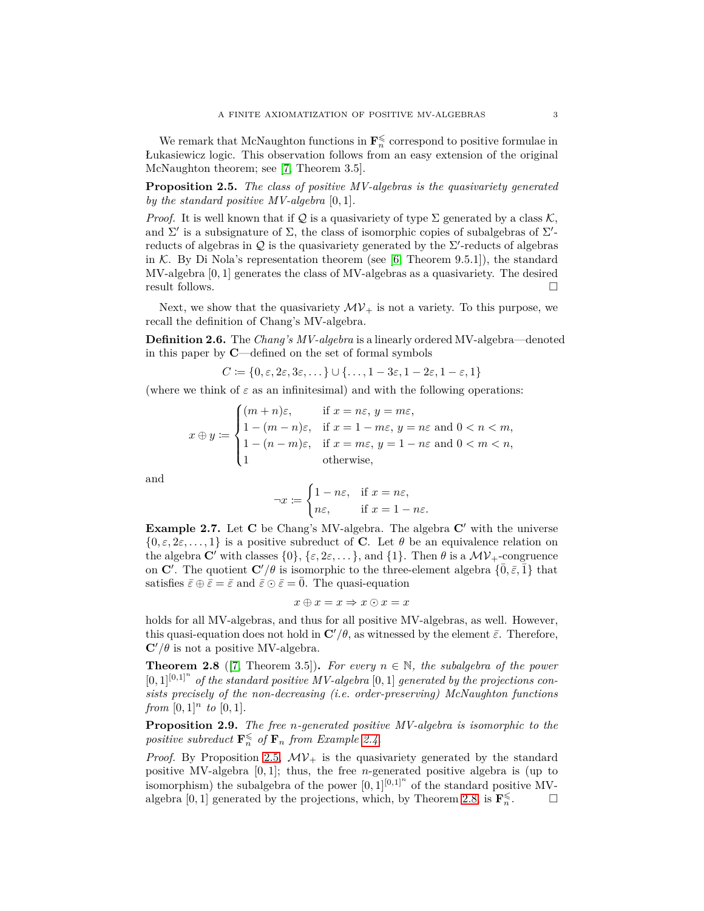We remark that McNaughton functions in $\mathbf{F}_n^{\leqslant}$ correspond to positive formulae in Łukasiewicz logic. This observation follows from an easy extension of the original McNaughton theorem; see [7, Theorem 3.5].

**Proposition 2.5.** *The class of positive MV-algebras is the quasivariety generated by the standard positive MV-algebra* $[0,1]$.

*Proof.* It is well known that if $\mathcal{Q}$ is a quasivariety of type $\Sigma$ generated by a class $\mathcal{K}$, and $\Sigma'$ is a subsignature of $\Sigma$, the class of isomorphic copies of subalgebras of $\Sigma'$-reducts of algebras in $\mathcal{Q}$ is the quasivariety generated by the $\Sigma'$-reducts of algebras in $\mathcal{K}$. By Di Nola's representation theorem (see [6, Theorem 9.5.1]), the standard MV-algebra $[0,1]$ generates the class of MV-algebras as a quasivariety. The desired result follows. □

Next, we show that the quasivariety $\mathcal{MV}_+$ is not a variety. To this purpose, we recall the definition of Chang's MV-algebra.

**Definition 2.6.** The *Chang's MV-algebra* is a linearly ordered MV-algebra—denoted in this paper by $\mathbf{C}$—defined on the set of formal symbols

$$C \coloneqq \{0, \varepsilon, 2\varepsilon, 3\varepsilon, \dots\} \cup \{\dots, 1-3\varepsilon, 1-2\varepsilon, 1-\varepsilon, 1\}$$

(where we think of $\varepsilon$ as an infinitesimal) and with the following operations:

$$x \oplus y \coloneqq \begin{cases} (m+n)\varepsilon, & \text{if } x = n\varepsilon,\ y = m\varepsilon, \\ 1-(m-n)\varepsilon, & \text{if } x = 1-m\varepsilon,\ y = n\varepsilon \text{ and } 0 < n < m, \\ 1-(n-m)\varepsilon, & \text{if } x = m\varepsilon,\ y = 1-n\varepsilon \text{ and } 0 < m < n, \\ 1 & \text{otherwise,} \end{cases}$$

and

$$\neg x \coloneqq \begin{cases} 1-n\varepsilon, & \text{if } x = n\varepsilon, \\ n\varepsilon, & \text{if } x = 1-n\varepsilon. \end{cases}$$

**Example 2.7.** Let $\mathbf{C}$ be Chang's MV-algebra. The algebra $\mathbf{C}'$ with the universe $\{0, \varepsilon, 2\varepsilon, \dots, 1\}$ is a positive subreduct of $\mathbf{C}$. Let $\theta$ be an equivalence relation on the algebra $\mathbf{C}'$ with classes $\{0\}$, $\{\varepsilon, 2\varepsilon, \dots\}$, and $\{1\}$. Then $\theta$ is a $\mathcal{MV}_+$-congruence on $\mathbf{C}'$. The quotient $\mathbf{C}'/\theta$ is isomorphic to the three-element algebra $\{\bar{0}, \bar{\varepsilon}, \bar{1}\}$ that satisfies $\bar{\varepsilon} \oplus \bar{\varepsilon} = \bar{\varepsilon}$ and $\bar{\varepsilon} \odot \bar{\varepsilon} = \bar{0}$. The quasi-equation

$$x \oplus x = x \Rightarrow x \odot x = x$$

holds for all MV-algebras, and thus for all positive MV-algebras, as well. However, this quasi-equation does not hold in $\mathbf{C}'/\theta$, as witnessed by the element $\bar{\varepsilon}$. Therefore, $\mathbf{C}'/\theta$ is not a positive MV-algebra.

**Theorem 2.8** ([7, Theorem 3.5])**.** *For every $n \in \mathbb{N}$, the subalgebra of the power $[0,1]^{[0,1]^n}$ of the standard positive MV-algebra $[0,1]$ generated by the projections consists precisely of the non-decreasing (i.e. order-preserving) McNaughton functions from $[0,1]^n$ to $[0,1]$.*

**Proposition 2.9.** *The free $n$-generated positive MV-algebra is isomorphic to the positive subreduct $\mathbf{F}_n^{\leqslant}$ of $\mathbf{F}_n$ from Example 2.4.*

*Proof.* By Proposition 2.5, $\mathcal{MV}_+$ is the quasivariety generated by the standard positive MV-algebra $[0,1]$; thus, the free $n$-generated positive algebra is (up to isomorphism) the subalgebra of the power $[0,1]^{[0,1]^n}$ of the standard positive MV-algebra $[0,1]$ generated by the projections, which, by Theorem 2.8, is $\mathbf{F}_n^{\leqslant}$. □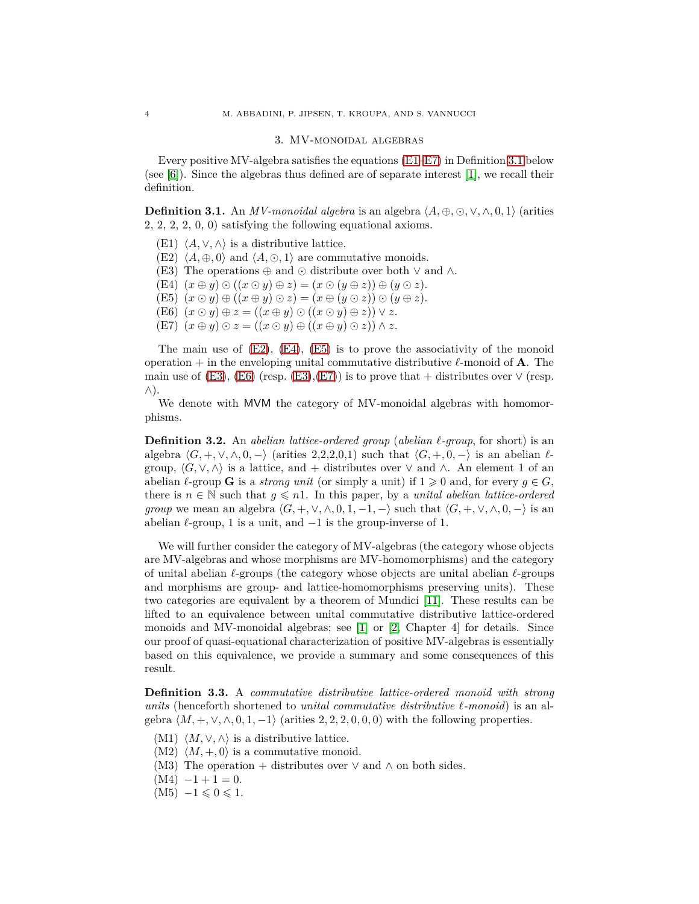## 3. MV-monoidal algebras

Every positive MV-algebra satisfies the equations (E1–E7) in Definition 3.1 below (see [6]). Since the algebras thus defined are of separate interest [1], we recall their definition.

**Definition 3.1.** An *MV-monoidal algebra* is an algebra $\langle A, \oplus, \odot, \vee, \wedge, 0, 1\rangle$ (arities 2, 2, 2, 2, 0, 0) satisfying the following equational axioms.

- (E1) $\langle A, \vee, \wedge\rangle$ is a distributive lattice.
- (E2) $\langle A, \oplus, 0\rangle$ and $\langle A, \odot, 1\rangle$ are commutative monoids.
- (E3) The operations $\oplus$ and $\odot$ distribute over both $\vee$ and $\wedge$.
- (E4) $(x \oplus y) \odot ((x \odot y) \oplus z) = (x \odot (y \oplus z)) \oplus (y \odot z)$.
- (E5) $(x \odot y) \oplus ((x \oplus y) \odot z) = (x \oplus (y \odot z)) \odot (y \oplus z)$.
- (E6) $(x \odot y) \oplus z = ((x \oplus y) \odot ((x \odot y) \oplus z)) \vee z$.
- (E7) $(x \oplus y) \odot z = ((x \odot y) \oplus ((x \oplus y) \odot z)) \wedge z$.

The main use of (E2), (E4), (E5) is to prove the associativity of the monoid operation $+$ in the enveloping unital commutative distributive $\ell$-monoid of $\mathbf{A}$. The main use of (E3), (E6) (resp. (E3),(E7)) is to prove that $+$ distributes over $\vee$ (resp. $\wedge$).

We denote with $\mathsf{MVM}$ the category of MV-monoidal algebras with homomorphisms.

**Definition 3.2.** An *abelian lattice-ordered group* (*abelian $\ell$-group*, for short) is an algebra $\langle G, +, \vee, \wedge, 0, -\rangle$ (arities 2,2,2,0,1) such that $\langle G, +, 0, -\rangle$ is an abelian $\ell$-group, $\langle G, \vee, \wedge\rangle$ is a lattice, and $+$ distributes over $\vee$ and $\wedge$. An element 1 of an abelian $\ell$-group $\mathbf{G}$ is a *strong unit* (or simply a unit) if $1 \geqslant 0$ and, for every $g \in G$, there is $n \in \mathbb{N}$ such that $g \leqslant n1$. In this paper, by a *unital abelian lattice-ordered group* we mean an algebra $\langle G, +, \vee, \wedge, 0, 1, -1, -\rangle$ such that $\langle G, +, \vee, \wedge, 0, -\rangle$ is an abelian $\ell$-group, 1 is a unit, and $-1$ is the group-inverse of 1.

We will further consider the category of MV-algebras (the category whose objects are MV-algebras and whose morphisms are MV-homomorphisms) and the category of unital abelian $\ell$-groups (the category whose objects are unital abelian $\ell$-groups and morphisms are group- and lattice-homomorphisms preserving units). These two categories are equivalent by a theorem of Mundici [11]. These results can be lifted to an equivalence between unital commutative distributive lattice-ordered monoids and MV-monoidal algebras; see [1] or [2, Chapter 4] for details. Since our proof of quasi-equational characterization of positive MV-algebras is essentially based on this equivalence, we provide a summary and some consequences of this result.

**Definition 3.3.** A *commutative distributive lattice-ordered monoid with strong units* (henceforth shortened to *unital commutative distributive $\ell$-monoid*) is an algebra $\langle M, +, \vee, \wedge, 0, 1, -1\rangle$ (arities 2, 2, 2, 0, 0, 0) with the following properties.

- (M1) $\langle M, \vee, \wedge\rangle$ is a distributive lattice.
- (M2) $\langle M, +, 0\rangle$ is a commutative monoid.
- (M3) The operation $+$ distributes over $\vee$ and $\wedge$ on both sides.
- (M4) $-1 + 1 = 0$.
- (M5) $-1 \leqslant 0 \leqslant 1$.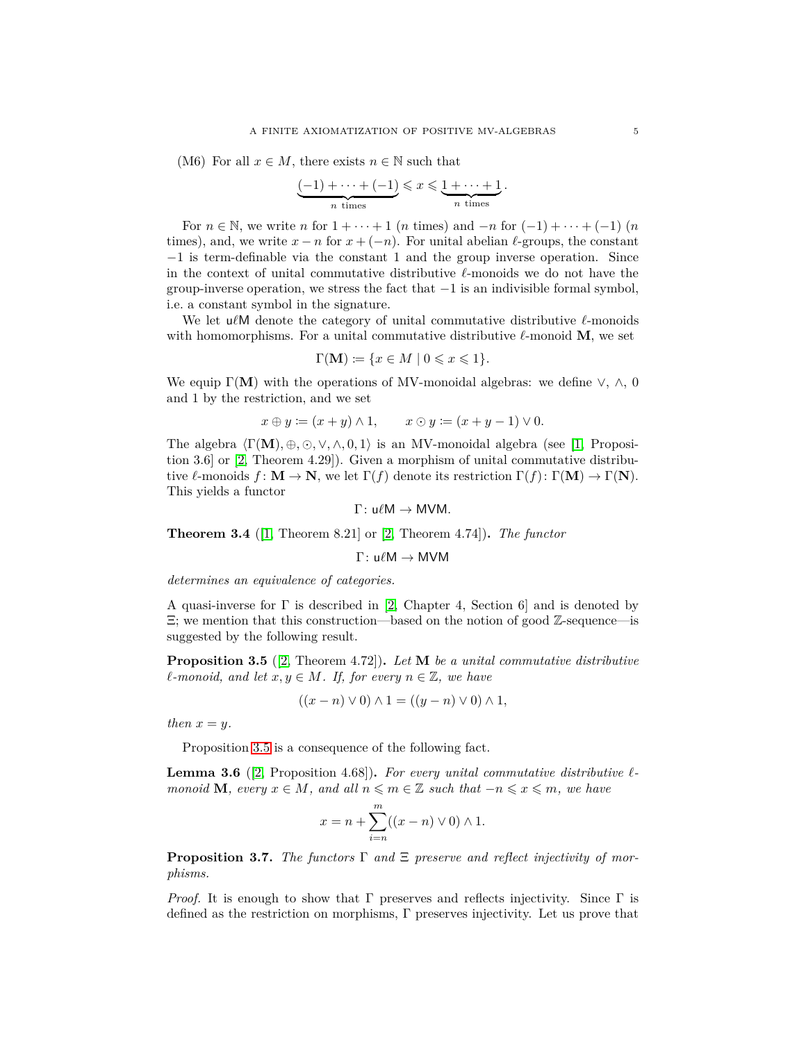(M6) For all $x \in M$, there exists $n \in \mathbb{N}$ such that

$$\underbrace{(-1) + \cdots + (-1)}_{n \text{ times}} \leqslant x \leqslant \underbrace{1 + \cdots + 1}_{n \text{ times}}.$$

For $n \in \mathbb{N}$, we write $n$ for $1 + \cdots + 1$ ($n$ times) and $-n$ for $(-1) + \cdots + (-1)$ ($n$ times), and, we write $x - n$ for $x + (-n)$. For unital abelian $\ell$-groups, the constant $-1$ is term-definable via the constant 1 and the group inverse operation. Since in the context of unital commutative distributive $\ell$-monoids we do not have the group-inverse operation, we stress the fact that $-1$ is an indivisible formal symbol, i.e. a constant symbol in the signature.

We let $\mathsf{u\ell M}$ denote the category of unital commutative distributive $\ell$-monoids with homomorphisms. For a unital commutative distributive $\ell$-monoid $\mathbf{M}$, we set

$$\Gamma(\mathbf{M}) \coloneqq \{x \in M \mid 0 \leqslant x \leqslant 1\}.$$

We equip $\Gamma(\mathbf{M})$ with the operations of MV-monoidal algebras: we define $\vee$, $\wedge$, 0 and 1 by the restriction, and we set

$$x \oplus y \coloneqq (x + y) \wedge 1, \qquad x \odot y \coloneqq (x + y - 1) \vee 0.$$

The algebra $\langle \Gamma(\mathbf{M}), \oplus, \odot, \vee, \wedge, 0, 1 \rangle$ is an MV-monoidal algebra (see [1, Proposition 3.6] or [2, Theorem 4.29]). Given a morphism of unital commutative distributive $\ell$-monoids $f \colon \mathbf{M} \to \mathbf{N}$, we let $\Gamma(f)$ denote its restriction $\Gamma(f) \colon \Gamma(\mathbf{M}) \to \Gamma(\mathbf{N})$. This yields a functor

$$\Gamma \colon \mathsf{u\ell M} \to \mathsf{MVM}.$$

**Theorem 3.4** ([1, Theorem 8.21] or [2, Theorem 4.74])**.** *The functor*

$$\Gamma \colon \mathsf{u\ell M} \to \mathsf{MVM}$$

*determines an equivalence of categories.*

A quasi-inverse for $\Gamma$ is described in [2, Chapter 4, Section 6] and is denoted by $\Xi$; we mention that this construction—based on the notion of good $\mathbb{Z}$-sequence—is suggested by the following result.

**Proposition 3.5** ([2, Theorem 4.72])**.** *Let $\mathbf{M}$ be a unital commutative distributive $\ell$-monoid, and let $x, y \in M$. If, for every $n \in \mathbb{Z}$, we have*

$$((x - n) \vee 0) \wedge 1 = ((y - n) \vee 0) \wedge 1,$$

*then $x = y$.*

Proposition 3.5 is a consequence of the following fact.

**Lemma 3.6** ([2, Proposition 4.68])**.** *For every unital commutative distributive $\ell$-monoid $\mathbf{M}$, every $x \in M$, and all $n \leqslant m \in \mathbb{Z}$ such that $-n \leqslant x \leqslant m$, we have*

$$x = n + \sum_{i=n}^{m} ((x - n) \vee 0) \wedge 1.$$

**Proposition 3.7.** *The functors $\Gamma$ and $\Xi$ preserve and reflect injectivity of morphisms.*

*Proof.* It is enough to show that $\Gamma$ preserves and reflects injectivity. Since $\Gamma$ is defined as the restriction on morphisms, $\Gamma$ preserves injectivity. Let us prove that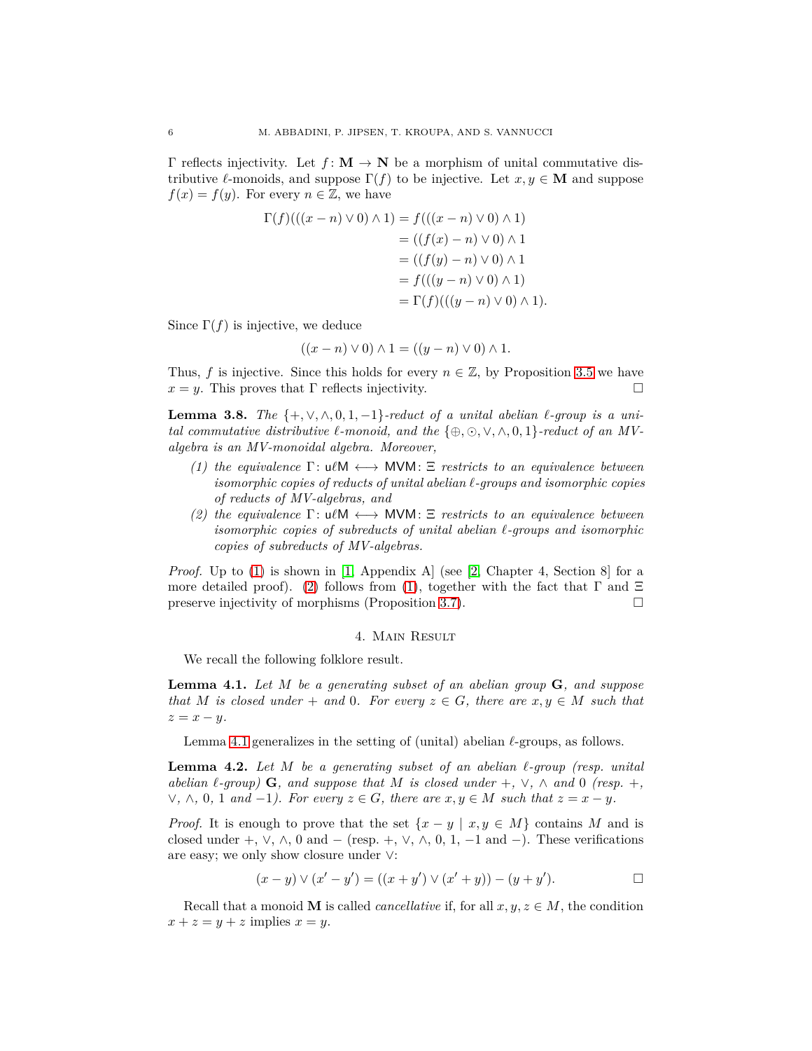$\Gamma$ reflects injectivity. Let $f\colon \mathbf{M} \to \mathbf{N}$ be a morphism of unital commutative distributive $\ell$-monoids, and suppose $\Gamma(f)$ to be injective. Let $x, y \in \mathbf{M}$ and suppose $f(x) = f(y)$. For every $n \in \mathbb{Z}$, we have

$$
\begin{aligned}
\Gamma(f)(((x-n) \vee 0) \wedge 1) &= f(((x-n) \vee 0) \wedge 1) \\
&= ((f(x) - n) \vee 0) \wedge 1 \\
&= ((f(y) - n) \vee 0) \wedge 1 \\
&= f(((y-n) \vee 0) \wedge 1) \\
&= \Gamma(f)(((y-n) \vee 0) \wedge 1).
\end{aligned}
$$

Since $\Gamma(f)$ is injective, we deduce

$$((x-n) \vee 0) \wedge 1 = ((y-n) \vee 0) \wedge 1.$$

Thus, $f$ is injective. Since this holds for every $n \in \mathbb{Z}$, by Proposition 3.5 we have $x = y$. This proves that $\Gamma$ reflects injectivity. $\square$

**Lemma 3.8.** *The $\{+, \vee, \wedge, 0, 1, -1\}$-reduct of a unital abelian $\ell$-group is a unital commutative distributive $\ell$-monoid, and the $\{\oplus, \odot, \vee, \wedge, 0, 1\}$-reduct of an MV-algebra is an MV-monoidal algebra. Moreover,*

1. *the equivalence $\Gamma\colon \mathsf{u\ell M} \longleftrightarrow \mathsf{MVM}\colon \Xi$ restricts to an equivalence between isomorphic copies of reducts of unital abelian $\ell$-groups and isomorphic copies of reducts of MV-algebras, and*
2. *the equivalence $\Gamma\colon \mathsf{u\ell M} \longleftrightarrow \mathsf{MVM}\colon \Xi$ restricts to an equivalence between isomorphic copies of subreducts of unital abelian $\ell$-groups and isomorphic copies of subreducts of MV-algebras.*

*Proof.* Up to (1) is shown in [1, Appendix A] (see [2, Chapter 4, Section 8] for a more detailed proof). (2) follows from (1), together with the fact that $\Gamma$ and $\Xi$ preserve injectivity of morphisms (Proposition 3.7). $\square$

## 4. Main Result

We recall the following folklore result.

**Lemma 4.1.** *Let $M$ be a generating subset of an abelian group $\mathbf{G}$, and suppose that $M$ is closed under $+$ and $0$. For every $z \in G$, there are $x, y \in M$ such that $z = x - y$.*

Lemma 4.1 generalizes in the setting of (unital) abelian $\ell$-groups, as follows.

**Lemma 4.2.** *Let $M$ be a generating subset of an abelian $\ell$-group (resp. unital abelian $\ell$-group) $\mathbf{G}$, and suppose that $M$ is closed under $+$, $\vee$, $\wedge$ and $0$ (resp. $+$, $\vee$, $\wedge$, $0$, $1$ and $-1$). For every $z \in G$, there are $x, y \in M$ such that $z = x - y$.*

*Proof.* It is enough to prove that the set $\{x - y \mid x, y \in M\}$ contains $M$ and is closed under $+$, $\vee$, $\wedge$, $0$ and $-$ (resp. $+$, $\vee$, $\wedge$, $0$, $1$, $-1$ and $-$). These verifications are easy; we only show closure under $\vee$:

$$(x - y) \vee (x' - y') = ((x + y') \vee (x' + y)) - (y + y'). \qquad \square$$

Recall that a monoid $\mathbf{M}$ is called *cancellative* if, for all $x, y, z \in M$, the condition $x + z = y + z$ implies $x = y$.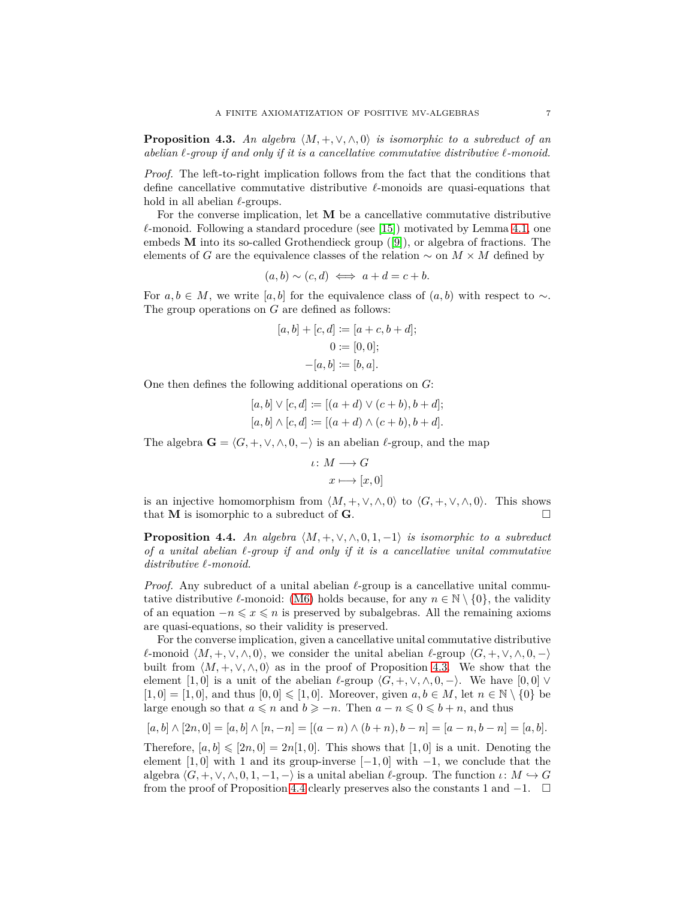**Proposition 4.3.** *An algebra $\langle M, +, \vee, \wedge, 0\rangle$ is isomorphic to a subreduct of an abelian $\ell$-group if and only if it is a cancellative commutative distributive $\ell$-monoid.*

*Proof.* The left-to-right implication follows from the fact that the conditions that define cancellative commutative distributive $\ell$-monoids are quasi-equations that hold in all abelian $\ell$-groups.

For the converse implication, let $\mathbf{M}$ be a cancellative commutative distributive $\ell$-monoid. Following a standard procedure (see [15]) motivated by Lemma 4.1, one embeds $\mathbf{M}$ into its so-called Grothendieck group ([9]), or algebra of fractions. The elements of $G$ are the equivalence classes of the relation $\sim$ on $M \times M$ defined by

$$(a, b) \sim (c, d) \iff a + d = c + b.$$

For $a, b \in M$, we write $[a, b]$ for the equivalence class of $(a, b)$ with respect to $\sim$. The group operations on $G$ are defined as follows:

$$[a, b] + [c, d] \coloneqq [a + c, b + d];$$
$$0 \coloneqq [0, 0];$$
$$-[a, b] \coloneqq [b, a].$$

One then defines the following additional operations on $G$:

$$[a, b] \vee [c, d] \coloneqq [(a + d) \vee (c + b), b + d];$$
$$[a, b] \wedge [c, d] \coloneqq [(a + d) \wedge (c + b), b + d].$$

The algebra $\mathbf{G} = \langle G, +, \vee, \wedge, 0, -\rangle$ is an abelian $\ell$-group, and the map

$$\iota \colon M \longrightarrow G$$
$$x \longmapsto [x, 0]$$

is an injective homomorphism from $\langle M, +, \vee, \wedge, 0\rangle$ to $\langle G, +, \vee, \wedge, 0\rangle$. This shows that $\mathbf{M}$ is isomorphic to a subreduct of $\mathbf{G}$. □

**Proposition 4.4.** *An algebra $\langle M, +, \vee, \wedge, 0, 1, -1\rangle$ is isomorphic to a subreduct of a unital abelian $\ell$-group if and only if it is a cancellative unital commutative distributive $\ell$-monoid.*

*Proof.* Any subreduct of a unital abelian $\ell$-group is a cancellative unital commutative distributive $\ell$-monoid: (M6) holds because, for any $n \in \mathbb{N} \setminus \{0\}$, the validity of an equation $-n \leqslant x \leqslant n$ is preserved by subalgebras. All the remaining axioms are quasi-equations, so their validity is preserved.

For the converse implication, given a cancellative unital commutative distributive $\ell$-monoid $\langle M, +, \vee, \wedge, 0\rangle$, we consider the unital abelian $\ell$-group $\langle G, +, \vee, \wedge, 0, -\rangle$ built from $\langle M, +, \vee, \wedge, 0\rangle$ as in the proof of Proposition 4.3. We show that the element $[1, 0]$ is a unit of the abelian $\ell$-group $\langle G, +, \vee, \wedge, 0, -\rangle$. We have $[0, 0] \vee [1, 0] = [1, 0]$, and thus $[0, 0] \leqslant [1, 0]$. Moreover, given $a, b \in M$, let $n \in \mathbb{N} \setminus \{0\}$ be large enough so that $a \leqslant n$ and $b \geqslant -n$. Then $a - n \leqslant 0 \leqslant b + n$, and thus

$$[a, b] \wedge [2n, 0] = [a, b] \wedge [n, -n] = [(a - n) \wedge (b + n), b - n] = [a - n, b - n] = [a, b].$$

Therefore, $[a, b] \leqslant [2n, 0] = 2n[1, 0]$. This shows that $[1, 0]$ is a unit. Denoting the element $[1, 0]$ with $1$ and its group-inverse $[-1, 0]$ with $-1$, we conclude that the algebra $\langle G, +, \vee, \wedge, 0, 1, -1, -\rangle$ is a unital abelian $\ell$-group. The function $\iota \colon M \hookrightarrow G$ from the proof of Proposition 4.4 clearly preserves also the constants $1$ and $-1$. □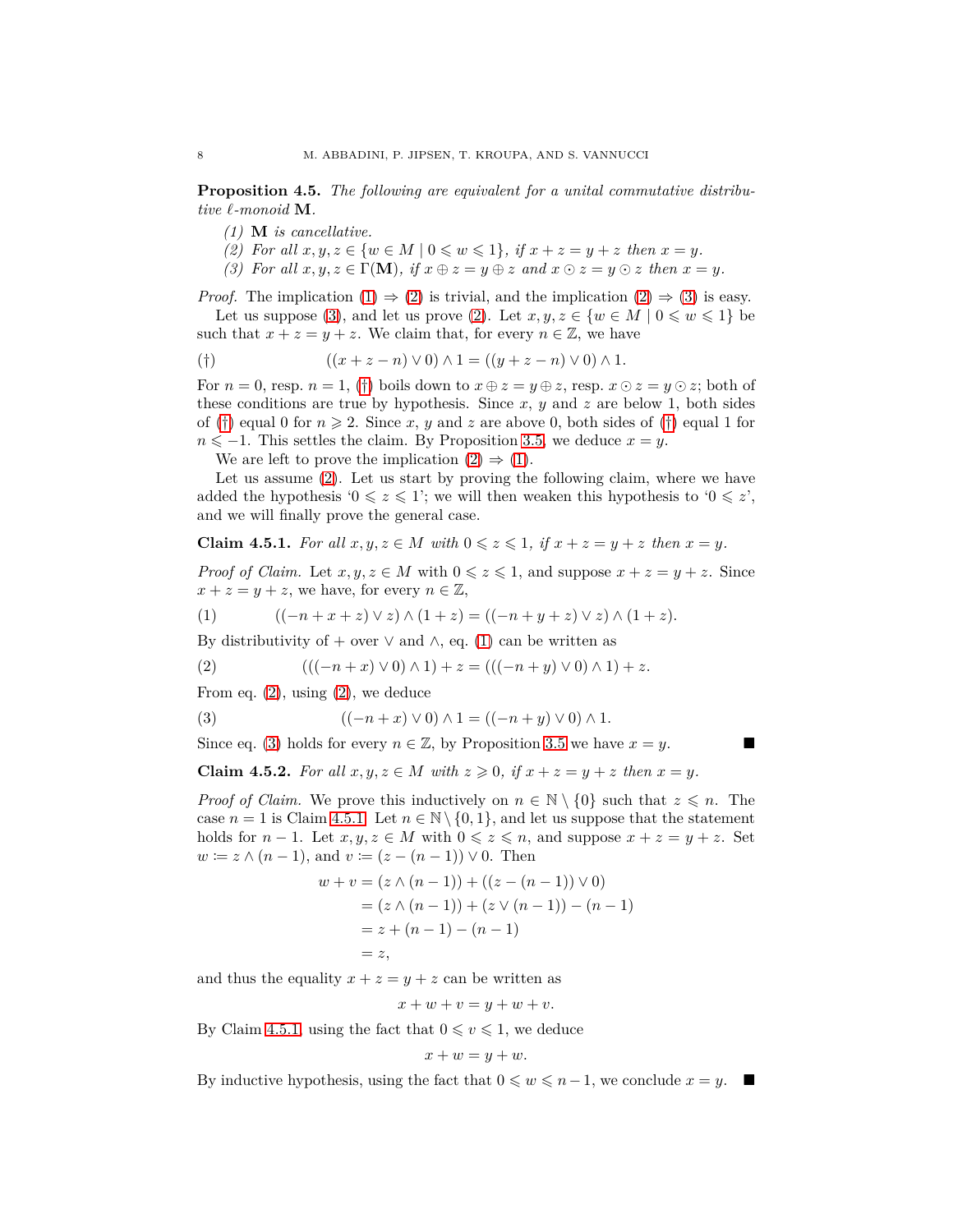**Proposition 4.5.** *The following are equivalent for a unital commutative distributive $\ell$-monoid* $\mathbf{M}$.

1. $\mathbf{M}$ *is cancellative.*
2. *For all* $x, y, z \in \{w \in M \mid 0 \leqslant w \leqslant 1\}$, *if* $x + z = y + z$ *then* $x = y$.
3. *For all* $x, y, z \in \Gamma(\mathbf{M})$, *if* $x \oplus z = y \oplus z$ *and* $x \odot z = y \odot z$ *then* $x = y$.

*Proof.* The implication (1) $\Rightarrow$ (2) is trivial, and the implication (2) $\Rightarrow$ (3) is easy.

Let us suppose (3), and let us prove (2). Let $x, y, z \in \{w \in M \mid 0 \leqslant w \leqslant 1\}$ be such that $x + z = y + z$. We claim that, for every $n \in \mathbb{Z}$, we have

$$(\dagger) \qquad ((x + z - n) \vee 0) \wedge 1 = ((y + z - n) \vee 0) \wedge 1.$$

For $n = 0$, resp. $n = 1$, (†) boils down to $x \oplus z = y \oplus z$, resp. $x \odot z = y \odot z$; both of these conditions are true by hypothesis. Since $x$, $y$ and $z$ are below 1, both sides of (†) equal 0 for $n \geqslant 2$. Since $x$, $y$ and $z$ are above 0, both sides of (†) equal 1 for $n \leqslant -1$. This settles the claim. By Proposition 3.5, we deduce $x = y$.

We are left to prove the implication (2) $\Rightarrow$ (1).

Let us assume (2). Let us start by proving the following claim, where we have added the hypothesis '$0 \leqslant z \leqslant 1$'; we will then weaken this hypothesis to '$0 \leqslant z$', and we will finally prove the general case.

**Claim 4.5.1.** *For all* $x, y, z \in M$ *with* $0 \leqslant z \leqslant 1$, *if* $x + z = y + z$ *then* $x = y$.

*Proof of Claim.* Let $x, y, z \in M$ with $0 \leqslant z \leqslant 1$, and suppose $x + z = y + z$. Since $x + z = y + z$, we have, for every $n \in \mathbb{Z}$,

$$(1) \qquad ((-n + x + z) \vee z) \wedge (1 + z) = ((-n + y + z) \vee z) \wedge (1 + z).$$

By distributivity of $+$ over $\vee$ and $\wedge$, eq. (1) can be written as

$$(2) \qquad (((-n + x) \vee 0) \wedge 1) + z = (((-n + y) \vee 0) \wedge 1) + z.$$

From eq. (2), using (2), we deduce

$$(3) \qquad ((-n + x) \vee 0) \wedge 1 = ((-n + y) \vee 0) \wedge 1.$$

Since eq. (3) holds for every $n \in \mathbb{Z}$, by Proposition 3.5 we have $x = y$. ■

**Claim 4.5.2.** *For all* $x, y, z \in M$ *with* $z \geqslant 0$, *if* $x + z = y + z$ *then* $x = y$.

*Proof of Claim.* We prove this inductively on $n \in \mathbb{N} \setminus \{0\}$ such that $z \leqslant n$. The case $n = 1$ is Claim 4.5.1. Let $n \in \mathbb{N} \setminus \{0, 1\}$, and let us suppose that the statement holds for $n - 1$. Let $x, y, z \in M$ with $0 \leqslant z \leqslant n$, and suppose $x + z = y + z$. Set $w \coloneqq z \wedge (n - 1)$, and $v \coloneqq (z - (n - 1)) \vee 0$. Then

$$\begin{aligned}
w + v &= (z \wedge (n - 1)) + ((z - (n - 1)) \vee 0) \\
&= (z \wedge (n - 1)) + (z \vee (n - 1)) - (n - 1) \\
&= z + (n - 1) - (n - 1) \\
&= z,
\end{aligned}$$

and thus the equality $x + z = y + z$ can be written as

$$x + w + v = y + w + v.$$

By Claim 4.5.1, using the fact that $0 \leqslant v \leqslant 1$, we deduce

$$x + w = y + w.$$

By inductive hypothesis, using the fact that $0 \leqslant w \leqslant n - 1$, we conclude $x = y$. ■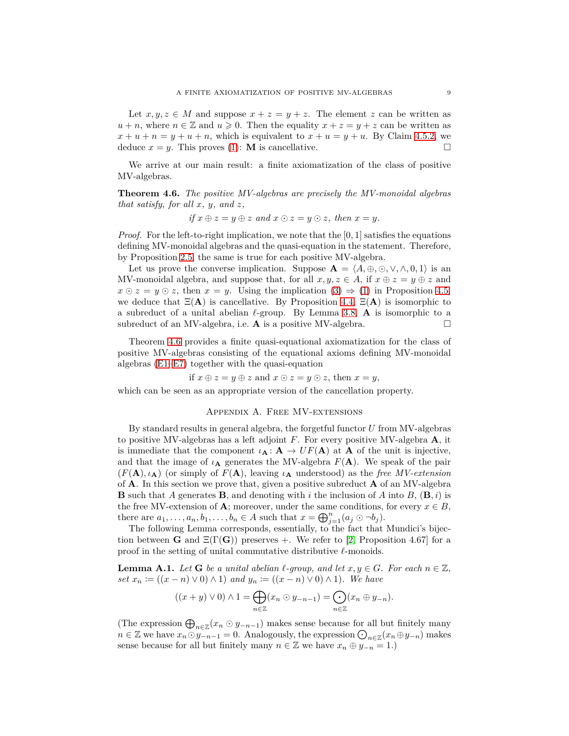Let $x, y, z \in M$ and suppose $x + z = y + z$. The element $z$ can be written as $u + n$, where $n \in \mathbb{Z}$ and $u \geqslant 0$. Then the equality $x + z = y + z$ can be written as $x + u + n = y + u + n$, which is equivalent to $x + u = y + u$. By Claim 4.5.2, we deduce $x = y$. This proves (1): $\mathbf{M}$ is cancellative. □

We arrive at our main result: a finite axiomatization of the class of positive MV-algebras.

**Theorem 4.6.** *The positive MV-algebras are precisely the MV-monoidal algebras that satisfy, for all $x$, $y$, and $z$,*

$$\text{if } x \oplus z = y \oplus z \text{ and } x \odot z = y \odot z, \text{ then } x = y.$$

*Proof.* For the left-to-right implication, we note that the $[0,1]$ satisfies the equations defining MV-monoidal algebras and the quasi-equation in the statement. Therefore, by Proposition 2.5, the same is true for each positive MV-algebra.

Let us prove the converse implication. Suppose $\mathbf{A} = \langle A, \oplus, \odot, \vee, \wedge, 0, 1\rangle$ is an MV-monoidal algebra, and suppose that, for all $x, y, z \in A$, if $x \oplus z = y \oplus z$ and $x \odot z = y \odot z$, then $x = y$. Using the implication (3) ⇒ (1) in Proposition 4.5, we deduce that $\Xi(\mathbf{A})$ is cancellative. By Proposition 4.4, $\Xi(\mathbf{A})$ is isomorphic to a subreduct of a unital abelian $\ell$-group. By Lemma 3.8, $\mathbf{A}$ is isomorphic to a subreduct of an MV-algebra, i.e. $\mathbf{A}$ is a positive MV-algebra. □

Theorem 4.6 provides a finite quasi-equational axiomatization for the class of positive MV-algebras consisting of the equational axioms defining MV-monoidal algebras (E1–E7) together with the quasi-equation

$$\text{if } x \oplus z = y \oplus z \text{ and } x \odot z = y \odot z, \text{ then } x = y,$$

which can be seen as an appropriate version of the cancellation property.

## Appendix A. Free MV-extensions

By standard results in general algebra, the forgetful functor $U$ from MV-algebras to positive MV-algebras has a left adjoint $F$. For every positive MV-algebra $\mathbf{A}$, it is immediate that the component $\iota_{\mathbf{A}} : \mathbf{A} \to UF(\mathbf{A})$ at $\mathbf{A}$ of the unit is injective, and that the image of $\iota_{\mathbf{A}}$ generates the MV-algebra $F(\mathbf{A})$. We speak of the pair $(F(\mathbf{A}), \iota_{\mathbf{A}})$ (or simply of $F(\mathbf{A})$, leaving $\iota_{\mathbf{A}}$ understood) as the *free MV-extension* of $\mathbf{A}$. In this section we prove that, given a positive subreduct $\mathbf{A}$ of an MV-algebra $\mathbf{B}$ such that $A$ generates $\mathbf{B}$, and denoting with $i$ the inclusion of $A$ into $B$, $(\mathbf{B}, i)$ is the free MV-extension of $\mathbf{A}$; moreover, under the same conditions, for every $x \in B$, there are $a_1, \ldots, a_n, b_1, \ldots, b_n \in A$ such that $x = \bigoplus_{j=1}^{n} (a_j \odot \neg b_j)$.

The following Lemma corresponds, essentially, to the fact that Mundici's bijection between $\mathbf{G}$ and $\Xi(\Gamma(\mathbf{G}))$ preserves $+$. We refer to [2, Proposition 4.67] for a proof in the setting of unital commutative distributive $\ell$-monoids.

**Lemma A.1.** *Let $\mathbf{G}$ be a unital abelian $\ell$-group, and let $x, y \in G$. For each $n \in \mathbb{Z}$, set $x_n \coloneqq ((x - n) \vee 0) \wedge 1)$ and $y_n \coloneqq ((x - n) \vee 0) \wedge 1)$. We have*

$$((x + y) \vee 0) \wedge 1 = \bigoplus_{n \in \mathbb{Z}} (x_n \odot y_{-n-1}) = \bigodot_{n \in \mathbb{Z}} (x_n \oplus y_{-n}).$$

(The expression $\bigoplus_{n \in \mathbb{Z}} (x_n \odot y_{-n-1})$ makes sense because for all but finitely many $n \in \mathbb{Z}$ we have $x_n \odot y_{-n-1} = 0$. Analogously, the expression $\bigodot_{n \in \mathbb{Z}} (x_n \oplus y_{-n})$ makes sense because for all but finitely many $n \in \mathbb{Z}$ we have $x_n \oplus y_{-n} = 1$.)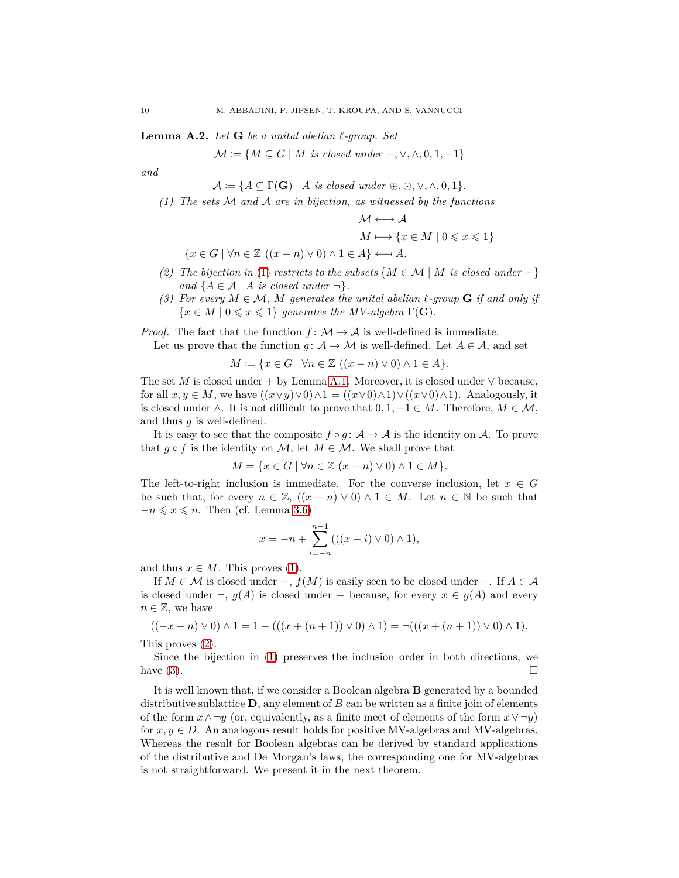**Lemma A.2.** *Let* $\mathbf{G}$ *be a unital abelian* $\ell$*-group. Set*

$$\mathcal{M} \coloneqq \{M \subseteq G \mid M \text{ is closed under } +, \vee, \wedge, 0, 1, -1\}$$

*and*

$$\mathcal{A} \coloneqq \{A \subseteq \Gamma(\mathbf{G}) \mid A \text{ is closed under } \oplus, \odot, \vee, \wedge, 0, 1\}.$$

1. *The sets* $\mathcal{M}$ *and* $\mathcal{A}$ *are in bijection, as witnessed by the functions*

$$\begin{aligned} \mathcal{M} &\longleftrightarrow \mathcal{A} \\ M &\longmapsto \{x \in M \mid 0 \leqslant x \leqslant 1\} \\ \{x \in G \mid \forall n \in \mathbb{Z}\ ((x-n) \vee 0) \wedge 1 \in A\} &\longleftarrow\!\shortmid A. \end{aligned}$$

2. *The bijection in (1) restricts to the subsets* $\{M \in \mathcal{M} \mid M \text{ is closed under } -\}$ *and* $\{A \in \mathcal{A} \mid A \text{ is closed under } \neg\}$.
3. *For every* $M \in \mathcal{M}$, $M$ *generates the unital abelian* $\ell$*-group* $\mathbf{G}$ *if and only if* $\{x \in M \mid 0 \leqslant x \leqslant 1\}$ *generates the MV-algebra* $\Gamma(\mathbf{G})$.

*Proof.* The fact that the function $f \colon \mathcal{M} \to \mathcal{A}$ is well-defined is immediate.

Let us prove that the function $g \colon \mathcal{A} \to \mathcal{M}$ is well-defined. Let $A \in \mathcal{A}$, and set

$$M \coloneqq \{x \in G \mid \forall n \in \mathbb{Z}\ ((x-n) \vee 0) \wedge 1 \in A\}.$$

The set $M$ is closed under $+$ by Lemma A.1. Moreover, it is closed under $\vee$ because, for all $x, y \in M$, we have $((x \vee y) \vee 0) \wedge 1 = ((x \vee 0) \wedge 1) \vee ((x \vee 0) \wedge 1)$. Analogously, it is closed under $\wedge$. It is not difficult to prove that $0, 1, -1 \in M$. Therefore, $M \in \mathcal{M}$, and thus $g$ is well-defined.

It is easy to see that the composite $f \circ g \colon \mathcal{A} \to \mathcal{A}$ is the identity on $\mathcal{A}$. To prove that $g \circ f$ is the identity on $\mathcal{M}$, let $M \in \mathcal{M}$. We shall prove that

$$M = \{x \in G \mid \forall n \in \mathbb{Z}\ (x-n) \vee 0) \wedge 1 \in M\}.$$

The left-to-right inclusion is immediate. For the converse inclusion, let $x \in G$ be such that, for every $n \in \mathbb{Z}$, $((x-n) \vee 0) \wedge 1 \in M$. Let $n \in \mathbb{N}$ be such that $-n \leqslant x \leqslant n$. Then (cf. Lemma 3.6)

$$x = -n + \sum_{i=-n}^{n-1} (((x-i) \vee 0) \wedge 1),$$

and thus $x \in M$. This proves (1).

If $M \in \mathcal{M}$ is closed under $-$, $f(M)$ is easily seen to be closed under $\neg$. If $A \in \mathcal{A}$ is closed under $\neg$, $g(A)$ is closed under $-$ because, for every $x \in g(A)$ and every $n \in \mathbb{Z}$, we have

$$((-x-n) \vee 0) \wedge 1 = 1 - (((x + (n+1)) \vee 0) \wedge 1) = \neg(((x + (n+1)) \vee 0) \wedge 1).$$

This proves (2).

Since the bijection in (1) preserves the inclusion order in both directions, we have (3). $\square$

It is well known that, if we consider a Boolean algebra $\mathbf{B}$ generated by a bounded distributive sublattice $\mathbf{D}$, any element of $B$ can be written as a finite join of elements of the form $x \wedge \neg y$ (or, equivalently, as a finite meet of elements of the form $x \vee \neg y$) for $x, y \in D$. An analogous result holds for positive MV-algebras and MV-algebras. Whereas the result for Boolean algebras can be derived by standard applications of the distributive and De Morgan's laws, the corresponding one for MV-algebras is not straightforward. We present it in the next theorem.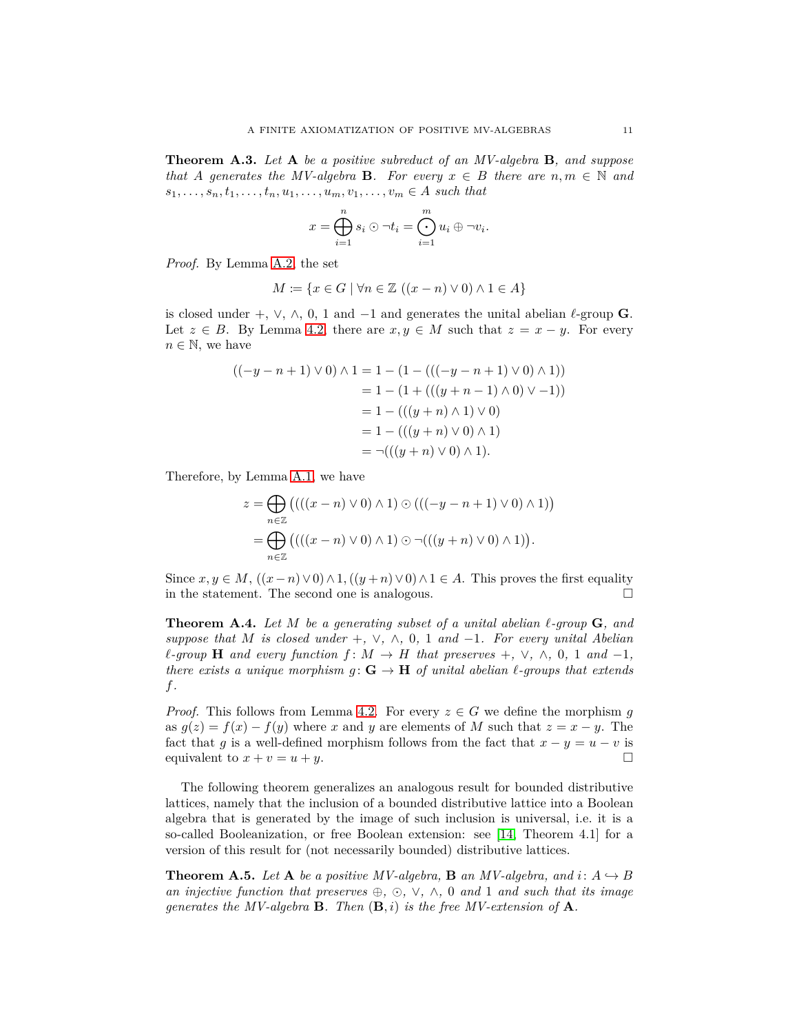**Theorem A.3.** *Let* $\mathbf{A}$ *be a positive subreduct of an MV-algebra* $\mathbf{B}$*, and suppose that* $A$ *generates the MV-algebra* $\mathbf{B}$*. For every* $x \in B$ *there are* $n, m \in \mathbb{N}$ *and* $s_1, \dots, s_n, t_1, \dots, t_n, u_1, \dots, u_m, v_1, \dots, v_m \in A$ *such that*

$$x = \bigoplus_{i=1}^{n} s_i \odot \neg t_i = \bigodot_{i=1}^{m} u_i \oplus \neg v_i.$$

*Proof.* By Lemma A.2, the set

$$M := \{x \in G \mid \forall n \in \mathbb{Z}\ ((x - n) \vee 0) \wedge 1 \in A\}$$

is closed under $+$, $\vee$, $\wedge$, $0$, $1$ and $-1$ and generates the unital abelian $\ell$-group $\mathbf{G}$. Let $z \in B$. By Lemma 4.2, there are $x, y \in M$ such that $z = x - y$. For every $n \in \mathbb{N}$, we have

$$\begin{aligned}
((-y - n + 1) \vee 0) \wedge 1 &= 1 - (1 - (((-y - n + 1) \vee 0) \wedge 1)) \\
&= 1 - (1 + (((y + n - 1) \wedge 0) \vee -1)) \\
&= 1 - (((y + n) \wedge 1) \vee 0) \\
&= 1 - (((y + n) \vee 0) \wedge 1) \\
&= \neg(((y + n) \vee 0) \wedge 1).
\end{aligned}$$

Therefore, by Lemma A.1, we have

$$\begin{aligned}
z &= \bigoplus_{n \in \mathbb{Z}} \big((((x - n) \vee 0) \wedge 1) \odot (((-y - n + 1) \vee 0) \wedge 1)\big) \\
&= \bigoplus_{n \in \mathbb{Z}} \big((((x - n) \vee 0) \wedge 1) \odot \neg(((y + n) \vee 0) \wedge 1)\big).
\end{aligned}$$

Since $x, y \in M$, $((x - n) \vee 0) \wedge 1, ((y + n) \vee 0) \wedge 1 \in A$. This proves the first equality in the statement. The second one is analogous. $\square$

**Theorem A.4.** *Let* $M$ *be a generating subset of a unital abelian* $\ell$*-group* $\mathbf{G}$*, and suppose that* $M$ *is closed under* $+$*,* $\vee$*,* $\wedge$*,* $0$*,* $1$ *and* $-1$*. For every unital Abelian* $\ell$*-group* $\mathbf{H}$ *and every function* $f \colon M \to H$ *that preserves* $+$*,* $\vee$*,* $\wedge$*,* $0$*,* $1$ *and* $-1$*, there exists a unique morphism* $g \colon \mathbf{G} \to \mathbf{H}$ *of unital abelian* $\ell$*-groups that extends* $f$*.*

*Proof.* This follows from Lemma 4.2. For every $z \in G$ we define the morphism $g$ as $g(z) = f(x) - f(y)$ where $x$ and $y$ are elements of $M$ such that $z = x - y$. The fact that $g$ is a well-defined morphism follows from the fact that $x - y = u - v$ is equivalent to $x + v = u + y$. $\square$

The following theorem generalizes an analogous result for bounded distributive lattices, namely that the inclusion of a bounded distributive lattice into a Boolean algebra that is generated by the image of such inclusion is universal, i.e. it is a so-called Booleanization, or free Boolean extension: see [14, Theorem 4.1] for a version of this result for (not necessarily bounded) distributive lattices.

**Theorem A.5.** *Let* $\mathbf{A}$ *be a positive MV-algebra,* $\mathbf{B}$ *an MV-algebra, and* $i \colon A \hookrightarrow B$ *an injective function that preserves* $\oplus$*,* $\odot$*,* $\vee$*,* $\wedge$*,* $0$ *and* $1$ *and such that its image generates the MV-algebra* $\mathbf{B}$*. Then* $(\mathbf{B}, i)$ *is the free MV-extension of* $\mathbf{A}$*.*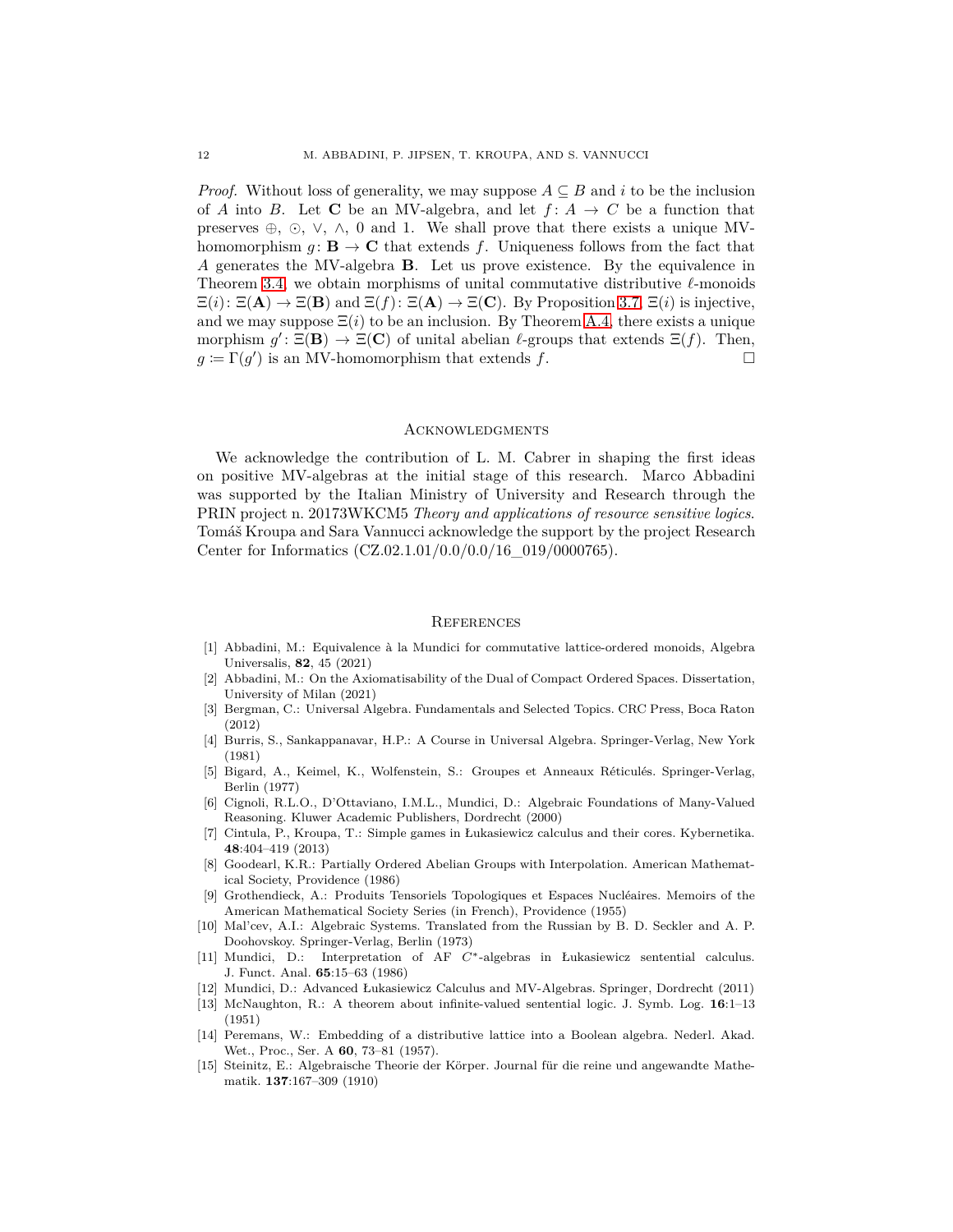*Proof.* Without loss of generality, we may suppose $A \subseteq B$ and $i$ to be the inclusion of $A$ into $B$. Let $\mathbf{C}$ be an MV-algebra, and let $f \colon A \to C$ be a function that preserves $\oplus$, $\odot$, $\vee$, $\wedge$, 0 and 1. We shall prove that there exists a unique MV-homomorphism $g \colon \mathbf{B} \to \mathbf{C}$ that extends $f$. Uniqueness follows from the fact that $A$ generates the MV-algebra $\mathbf{B}$. Let us prove existence. By the equivalence in Theorem 3.4, we obtain morphisms of unital commutative distributive $\ell$-monoids $\Xi(i) \colon \Xi(\mathbf{A}) \to \Xi(\mathbf{B})$ and $\Xi(f) \colon \Xi(\mathbf{A}) \to \Xi(\mathbf{C})$. By Proposition 3.7, $\Xi(i)$ is injective, and we may suppose $\Xi(i)$ to be an inclusion. By Theorem A.4, there exists a unique morphism $g' \colon \Xi(\mathbf{B}) \to \Xi(\mathbf{C})$ of unital abelian $\ell$-groups that extends $\Xi(f)$. Then, $g \coloneqq \Gamma(g')$ is an MV-homomorphism that extends $f$. □

## Acknowledgments

We acknowledge the contribution of L. M. Cabrer in shaping the first ideas on positive MV-algebras at the initial stage of this research. Marco Abbadini was supported by the Italian Ministry of University and Research through the PRIN project n. 20173WKCM5 *Theory and applications of resource sensitive logics*. Tomáš Kroupa and Sara Vannucci acknowledge the support by the project Research Center for Informatics (CZ.02.1.01/0.0/0.0/16_019/0000765).

## References

[1] Abbadini, M.: Equivalence à la Mundici for commutative lattice-ordered monoids, Algebra Universalis, **82**, 45 (2021)

[2] Abbadini, M.: On the Axiomatisability of the Dual of Compact Ordered Spaces. Dissertation, University of Milan (2021)

[3] Bergman, C.: Universal Algebra. Fundamentals and Selected Topics. CRC Press, Boca Raton (2012)

[4] Burris, S., Sankappanavar, H.P.: A Course in Universal Algebra. Springer-Verlag, New York (1981)

[5] Bigard, A., Keimel, K., Wolfenstein, S.: Groupes et Anneaux Réticulés. Springer-Verlag, Berlin (1977)

[6] Cignoli, R.L.O., D'Ottaviano, I.M.L., Mundici, D.: Algebraic Foundations of Many-Valued Reasoning. Kluwer Academic Publishers, Dordrecht (2000)

[7] Cintula, P., Kroupa, T.: Simple games in Łukasiewicz calculus and their cores. Kybernetika. **48**:404–419 (2013)

[8] Goodearl, K.R.: Partially Ordered Abelian Groups with Interpolation. American Mathematical Society, Providence (1986)

[9] Grothendieck, A.: Produits Tensoriels Topologiques et Espaces Nucléaires. Memoirs of the American Mathematical Society Series (in French), Providence (1955)

[10] Mal'cev, A.I.: Algebraic Systems. Translated from the Russian by B. D. Seckler and A. P. Doohovskoy. Springer-Verlag, Berlin (1973)

[11] Mundici, D.: Interpretation of AF $C^*$-algebras in Łukasiewicz sentential calculus. J. Funct. Anal. **65**:15–63 (1986)

[12] Mundici, D.: Advanced Łukasiewicz Calculus and MV-Algebras. Springer, Dordrecht (2011)

[13] McNaughton, R.: A theorem about infinite-valued sentential logic. J. Symb. Log. **16**:1–13 (1951)

[14] Peremans, W.: Embedding of a distributive lattice into a Boolean algebra. Nederl. Akad. Wet., Proc., Ser. A **60**, 73–81 (1957).

[15] Steinitz, E.: Algebraische Theorie der Körper. Journal für die reine und angewandte Mathematik. **137**:167–309 (1910)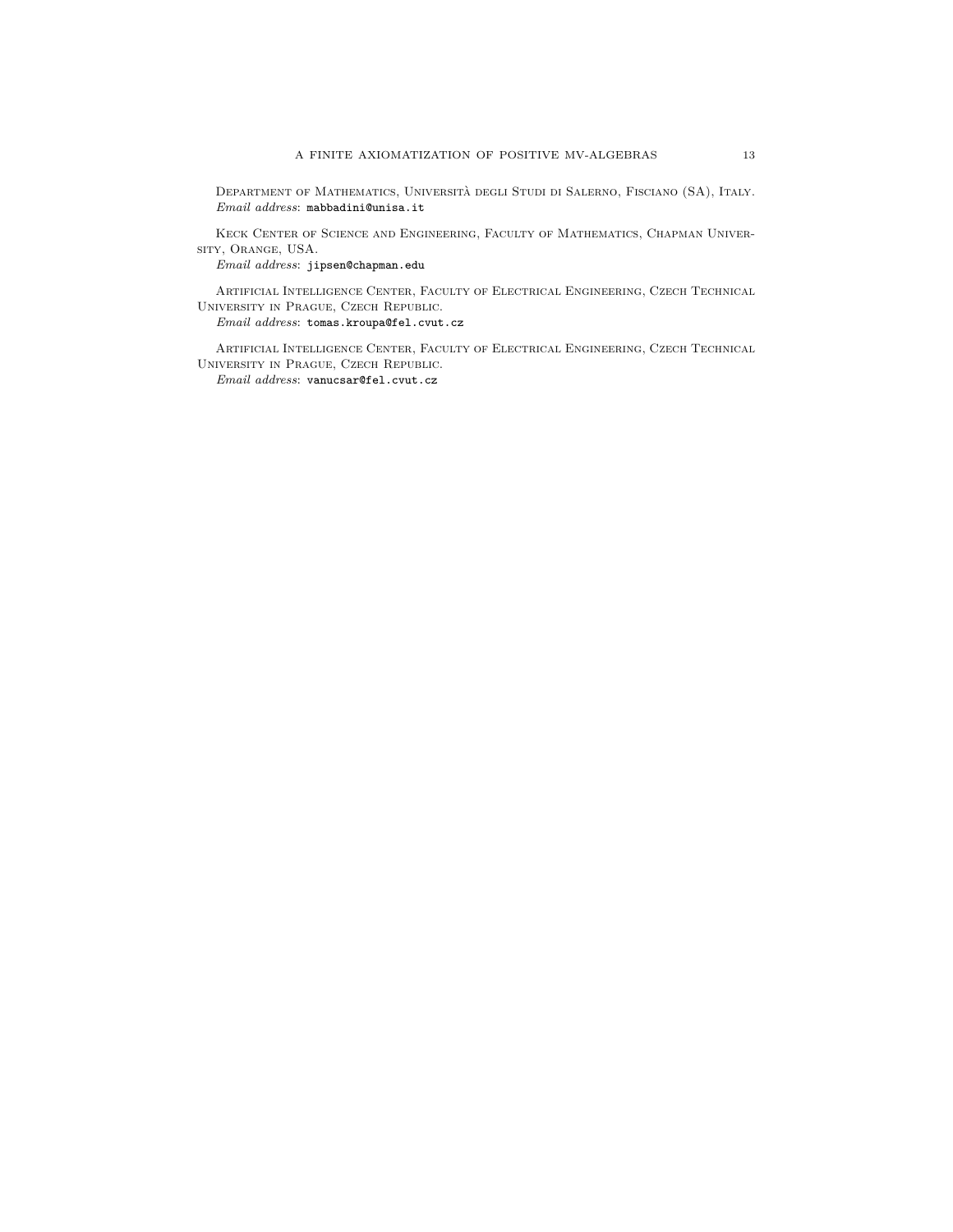Department of Mathematics, Università degli Studi di Salerno, Fisciano (SA), Italy.
*Email address*: mabbadini@unisa.it

Keck Center of Science and Engineering, Faculty of Mathematics, Chapman University, Orange, USA.
*Email address*: jipsen@chapman.edu

Artificial Intelligence Center, Faculty of Electrical Engineering, Czech Technical University in Prague, Czech Republic.
*Email address*: tomas.kroupa@fel.cvut.cz

Artificial Intelligence Center, Faculty of Electrical Engineering, Czech Technical University in Prague, Czech Republic.
*Email address*: vanucsar@fel.cvut.cz